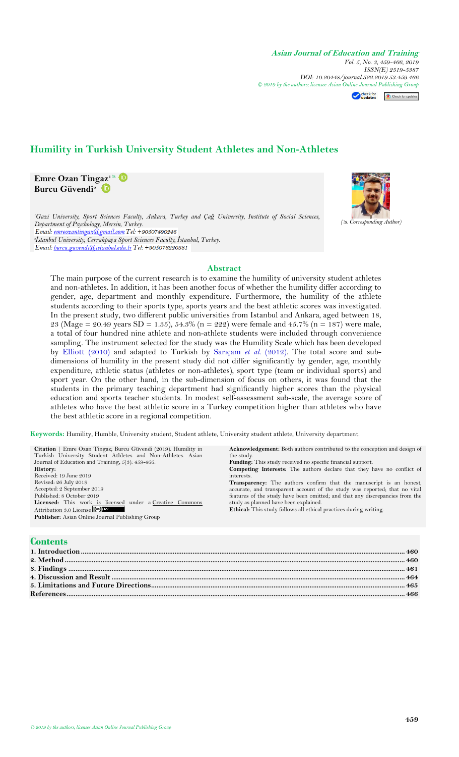# Humility in Turkish University Student Athletes and Non-Athletes

**Emre Ozan Tingaz**[1]
**Burcu Güvendi**[2]

[1]*Gazi University, Sport Sciences Faculty, Ankara, Turkey and Çağ University, Institute of Social Sciences, Department of Psychology, Mersin, Turkey.*
*Email: emreozantingaz@gmail.com Tel: +90507490246*
[2]*İstanbul University, Cerrahpaşa Sport Sciences Faculty, İstanbul, Turkey.*
*Email: burcu.guvendi@istanbul.edu.tr Tel: +905076220381*

(Corresponding Author)

## Abstract

The main purpose of the current research is to examine the humility of university student athletes and non-athletes. In addition, it has been another focus of whether the humility differ according to gender, age, department and monthly expenditure. Furthermore, the humility of the athlete students according to their sports type, sports years and the best athletic scores was investigated. In the present study, two different public universities from Istanbul and Ankara, aged between 18, 23 (Mage = 20.49 years SD = 1.35), 54.3% (n = 222) were female and 45.7% (n = 187) were male, a total of four hundred nine athlete and non-athlete students were included through convenience sampling. The instrument selected for the study was the Humility Scale which has been developed by Elliott (2010) and adapted to Turkish by Sarıçam *et al.* (2012). The total score and sub-dimensions of humility in the present study did not differ significantly by gender, age, monthly expenditure, athletic status (athletes or non-athletes), sport type (team or individual sports) and sport year. On the other hand, in the sub-dimension of focus on others, it was found that the students in the primary teaching department had significantly higher scores than the physical education and sports teacher students. In modest self-assessment sub-scale, the average score of athletes who have the best athletic score in a Turkey competition higher than athletes who have the best athletic score in a regional competition.

**Keywords:** Humility, Humble, University student, Student athlete, University student athlete, University department.

**Citation** | Emre Ozan Tingaz; Burcu Güvendi (2019). Humility in Turkish University Student Athletes and Non-Athletes. Asian Journal of Education and Training, 5(3): 459-466.

**History:**
Received: 19 June 2019
Revised: 26 July 2019
Accepted: 2 September 2019
Published: 8 October 2019

**Licensed:** This work is licensed under a Creative Commons Attribution 3.0 License

**Publisher:** Asian Online Journal Publishing Group

**Acknowledgement:** Both authors contributed to the conception and design of the study.
**Funding:** This study received no specific financial support.
**Competing Interests:** The authors declare that they have no conflict of interests.
**Transparency:** The authors confirm that the manuscript is an honest, accurate, and transparent account of the study was reported; that no vital features of the study have been omitted; and that any discrepancies from the study as planned have been explained.
**Ethical:** This study follows all ethical practices during writing.

## Contents

1. Introduction ..... 460
2. Method ..... 460
3. Findings ..... 461
4. Discussion and Result ..... 464
5. Limitations and Future Directions ..... 465

References ..... 466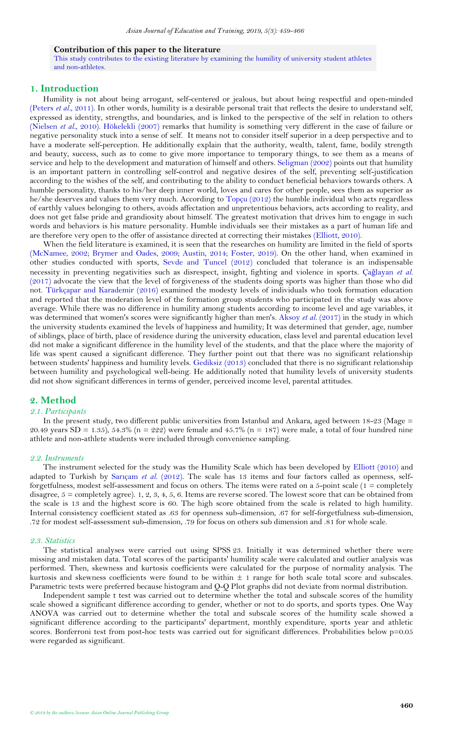**Contribution of this paper to the literature**

This study contributes to the existing literature by examining the humility of university student athletes and non-athletes.

## 1. Introduction

Humility is not about being arrogant, self-centered or jealous, but about being respectful and open-minded (Peters *et al.*, 2011). In other words, humility is a desirable personal trait that reflects the desire to understand self, expressed as identity, strengths, and boundaries, and is linked to the perspective of the self in relation to others (Nielsen *et al.*, 2010). Hökelekli (2007) remarks that humility is something very different in the case of failure or negative personality stuck into a sense of self. It means not to consider itself superior in a deep perspective and to have a moderate self-perception. He additionally explain that the authority, wealth, talent, fame, bodily strength and beauty, success, such as to come to give more importance to temporary things, to see them as a means of service and help to the development and maturation of himself and others. Seligman (2002) points out that humility is an important pattern in controlling self-control and negative desires of the self, preventing self-justification according to the wishes of the self, and contributing to the ability to conduct beneficial behaviors towards others. A humble personality, thanks to his/her deep inner world, loves and cares for other people, sees them as superior as he/she deserves and values them very much. According to Topçu (2012) the humble individual who acts regardless of earthly values belonging to others, avoids affectation and unpretentious behaviors, acts according to reality, and does not get false pride and grandiosity about himself. The greatest motivation that drives him to engage in such words and behaviors is his mature personality. Humble individuals see their mistakes as a part of human life and are therefore very open to the offer of assistance directed at correcting their mistakes (Elliott, 2010).

When the field literature is examined, it is seen that the researches on humility are limited in the field of sports (McNamee, 2002; Brymer and Oades, 2009; Austin, 2014; Foster, 2019). On the other hand, when examined in other studies conducted with sports, Sevde and Tuncel (2012) concluded that tolerance is an indispensable necessity in preventing negativities such as disrespect, insight, fighting and violence in sports. Çağlayan *et al.* (2017) advocate the view that the level of forgiveness of the students doing sports was higher than those who did not. Türkçapar and Karademir (2016) examined the modesty levels of individuals who took formation education and reported that the moderation level of the formation group students who participated in the study was above average. While there was no difference in humility among students according to income level and age variables, it was determined that women's scores were significantly higher than men's. Aksoy *et al.* (2017) in the study in which the university students examined the levels of happiness and humility; It was determined that gender, age, number of siblings, place of birth, place of residence during the university education, class level and parental education level did not make a significant difference in the humility level of the students, and that the place where the majority of life was spent caused a significant difference. They further point out that there was no significant relationship between students' happiness and humility levels. Gediksiz (2013) concluded that there is no significant relationship between humility and psychological well-being. He additionally noted that humility levels of university students did not show significant differences in terms of gender, perceived income level, parental attitudes.

## 2. Method

### 2.1. Participants

In the present study, two different public universities from Istanbul and Ankara, aged between 18-23 (Mage = 20.49 years SD = 1.35), 54.3% (n = 222) were female and 45.7% (n = 187) were male, a total of four hundred nine athlete and non-athlete students were included through convenience sampling.

### 2.2. Instruments

The instrument selected for the study was the Humility Scale which has been developed by Elliott (2010) and adapted to Turkish by Sarıçam *et al.* (2012). The scale has 13 items and four factors called as openness, self-forgetfulness, modest self-assessment and focus on others. The items were rated on a 5-point scale (1 = completely disagree, 5 = completely agree). 1, 2, 3, 4, 5, 6. Items are reverse scored. The lowest score that can be obtained from the scale is 13 and the highest score is 60. The high score obtained from the scale is related to high humility. Internal consistency coefficient stated as .63 for openness sub-dimension, .67 for self-forgetfulness sub-dimension, .72 for modest self-assessment sub-dimension, .79 for focus on others sub dimension and .81 for whole scale.

### 2.3. Statistics

The statistical analyses were carried out using SPSS 23. Initially it was determined whether there were missing and mistaken data. Total scores of the participants' humility scale were calculated and outlier analysis was performed. Then, skewness and kurtosis coefficients were calculated for the purpose of normality analysis. The kurtosis and skewness coefficients were found to be within ± 1 range for both scale total score and subscales. Parametric tests were preferred because histogram and Q-Q Plot graphs did not deviate from normal distribution.

Independent sample t test was carried out to determine whether the total and subscale scores of the humility scale showed a significant difference according to gender, whether or not to do sports, and sports types. One Way ANOVA was carried out to determine whether the total and subscale scores of the humility scale showed a significant difference according to the participants' department, monthly expenditure, sports year and athletic scores. Bonferroni test from post-hoc tests was carried out for significant differences. Probabilities below p=0.05 were regarded as significant.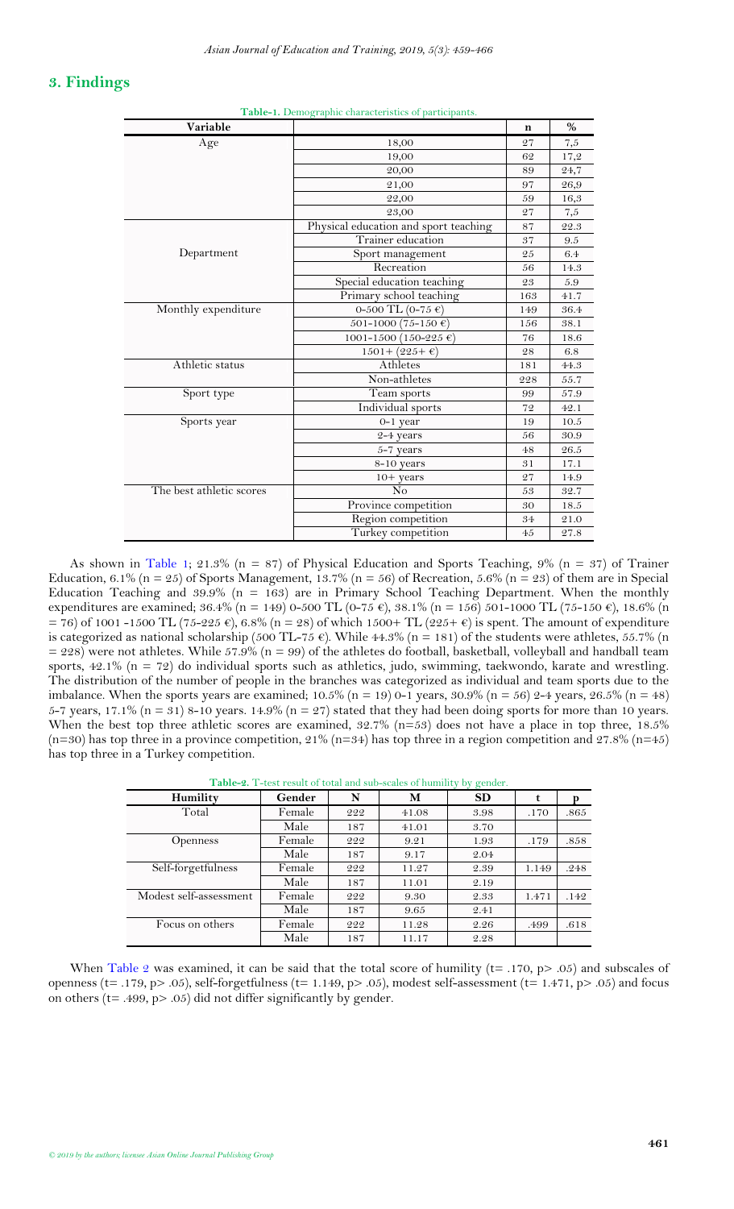## 3. Findings

**Table-1.** Demographic characteristics of participants.

| Variable | | n | % |
|---|---|---|---|
| Age | 18,00 | 27 | 7,5 |
| | 19,00 | 62 | 17,2 |
| | 20,00 | 89 | 24,7 |
| | 21,00 | 97 | 26,9 |
| | 22,00 | 59 | 16,3 |
| | 23,00 | 27 | 7,5 |
| Department | Physical education and sport teaching | 87 | 22.3 |
| | Trainer education | 37 | 9.5 |
| | Sport management | 25 | 6.4 |
| | Recreation | 56 | 14.3 |
| | Special education teaching | 23 | 5.9 |
| | Primary school teaching | 163 | 41.7 |
| Monthly expenditure | 0-500 TL (0-75 €) | 149 | 36.4 |
| | 501-1000 (75-150 €) | 156 | 38.1 |
| | 1001-1500 (150-225 €) | 76 | 18.6 |
| | 1501+ (225+ €) | 28 | 6.8 |
| Athletic status | Athletes | 181 | 44.3 |
| | Non-athletes | 228 | 55.7 |
| Sport type | Team sports | 99 | 57.9 |
| | Individual sports | 72 | 42.1 |
| Sports year | 0-1 year | 19 | 10.5 |
| | 2-4 years | 56 | 30.9 |
| | 5-7 years | 48 | 26.5 |
| | 8-10 years | 31 | 17.1 |
| | 10+ years | 27 | 14.9 |
| The best athletic scores | No | 53 | 32.7 |
| | Province competition | 30 | 18.5 |
| | Region competition | 34 | 21.0 |
| | Turkey competition | 45 | 27.8 |

As shown in Table 1; 21.3% (n = 87) of Physical Education and Sports Teaching, 9% (n = 37) of Trainer Education, 6.1% (n = 25) of Sports Management, 13.7% (n = 56) of Recreation, 5.6% (n = 23) of them are in Special Education Teaching and 39.9% (n = 163) are in Primary School Teaching Department. When the monthly expenditures are examined; 36.4% (n = 149) 0-500 TL (0-75 €), 38.1% (n = 156) 501-1000 TL (75-150 €), 18.6% (n = 76) of 1001 -1500 TL (75-225 €), 6.8% (n = 28) of which 1500+ TL (225+ €) is spent. The amount of expenditure is categorized as national scholarship (500 TL-75 €). While 44.3% (n = 181) of the students were athletes, 55.7% (n = 228) were not athletes. While 57.9% (n = 99) of the athletes do football, basketball, volleyball and handball team sports, 42.1% (n = 72) do individual sports such as athletics, judo, swimming, taekwondo, karate and wrestling. The distribution of the number of people in the branches was categorized as individual and team sports due to the imbalance. When the sports years are examined; 10.5% (n = 19) 0-1 years, 30.9% (n = 56) 2-4 years, 26.5% (n = 48) 5-7 years, 17.1% (n = 31) 8-10 years. 14.9% (n = 27) stated that they had been doing sports for more than 10 years. When the best top three athletic scores are examined, 32.7% (n=53) does not have a place in top three, 18.5% (n=30) has top three in a province competition, 21% (n=34) has top three in a region competition and 27.8% (n=45) has top three in a Turkey competition.

**Table-2.** T-test result of total and sub-scales of humility by gender.

| Humility | Gender | N | M | SD | t | p |
|---|---|---|---|---|---|---|
| Total | Female | 222 | 41.08 | 3.98 | .170 | .865 |
| | Male | 187 | 41.01 | 3.70 | | |
| Openness | Female | 222 | 9.21 | 1.93 | .179 | .858 |
| | Male | 187 | 9.17 | 2.04 | | |
| Self-forgetfulness | Female | 222 | 11.27 | 2.39 | 1.149 | .248 |
| | Male | 187 | 11.01 | 2.19 | | |
| Modest self-assessment | Female | 222 | 9.30 | 2.33 | 1.471 | .142 |
| | Male | 187 | 9.65 | 2.41 | | |
| Focus on others | Female | 222 | 11.28 | 2.26 | .499 | .618 |
| | Male | 187 | 11.17 | 2.28 | | |

When Table 2 was examined, it can be said that the total score of humility (t= .170, p> .05) and subscales of openness (t= .179, p> .05), self-forgetfulness (t= 1.149, p> .05), modest self-assessment (t= 1.471, p> .05) and focus on others (t= .499, p> .05) did not differ significantly by gender.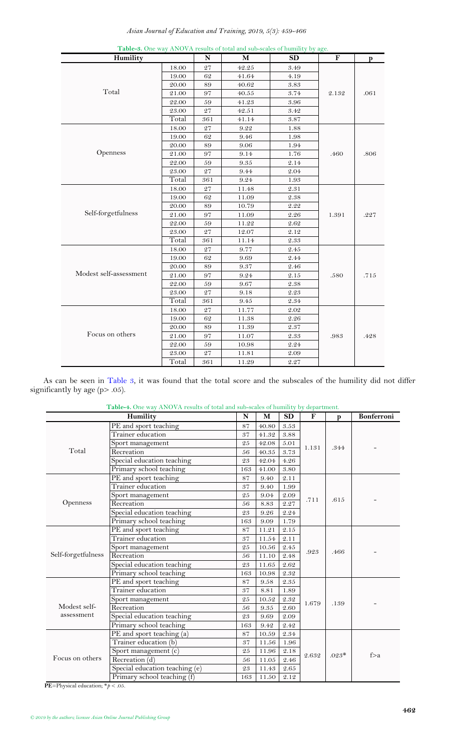**Table-3.** One way ANOVA results of total and sub-scales of humility by age.

| Humility | | N | M | SD | F | p |
|---|---|---|---|---|---|---|
| Total | 18.00 | 27 | 42.25 | 3.49 | 2.132 | .061 |
| | 19.00 | 62 | 41.64 | 4.19 | | |
| | 20.00 | 89 | 40.62 | 3.83 | | |
| | 21.00 | 97 | 40.55 | 3.74 | | |
| | 22.00 | 59 | 41.23 | 3.96 | | |
| | 23.00 | 27 | 42.51 | 3.42 | | |
| | Total | 361 | 41.14 | 3.87 | | |
| Openness | 18.00 | 27 | 9.22 | 1.88 | .460 | .806 |
| | 19.00 | 62 | 9.46 | 1.98 | | |
| | 20.00 | 89 | 9.06 | 1.94 | | |
| | 21.00 | 97 | 9.14 | 1.76 | | |
| | 22.00 | 59 | 9.35 | 2.14 | | |
| | 23.00 | 27 | 9.44 | 2.04 | | |
| | Total | 361 | 9.24 | 1.93 | | |
| Self-forgetfulness | 18.00 | 27 | 11.48 | 2.31 | 1.391 | .227 |
| | 19.00 | 62 | 11.09 | 2.38 | | |
| | 20.00 | 89 | 10.79 | 2.22 | | |
| | 21.00 | 97 | 11.09 | 2.26 | | |
| | 22.00 | 59 | 11.22 | 2.62 | | |
| | 23.00 | 27 | 12.07 | 2.12 | | |
| | Total | 361 | 11.14 | 2.33 | | |
| Modest self-assessment | 18.00 | 27 | 9.77 | 2.45 | .580 | .715 |
| | 19.00 | 62 | 9.69 | 2.44 | | |
| | 20.00 | 89 | 9.37 | 2.46 | | |
| | 21.00 | 97 | 9.24 | 2.15 | | |
| | 22.00 | 59 | 9.67 | 2.38 | | |
| | 23.00 | 27 | 9.18 | 2.23 | | |
| | Total | 361 | 9.45 | 2.34 | | |
| Focus on others | 18.00 | 27 | 11.77 | 2.02 | .983 | .428 |
| | 19.00 | 62 | 11.38 | 2.26 | | |
| | 20.00 | 89 | 11.39 | 2.37 | | |
| | 21.00 | 97 | 11.07 | 2.33 | | |
| | 22.00 | 59 | 10.98 | 2.24 | | |
| | 23.00 | 27 | 11.81 | 2.09 | | |
| | Total | 361 | 11.29 | 2.27 | | |

As can be seen in Table 3, it was found that the total score and the subscales of the humility did not differ significantly by age ($p > .05$).

**Table-4.** One way ANOVA results of total and sub-scales of humility by department.

| Humility | | N | M | SD | F | p | Bonferroni |
|---|---|---|---|---|---|---|---|
| Total | PE and sport teaching | 87 | 40.80 | 3.53 | 1.131 | .344 | - |
| | Trainer education | 37 | 41.32 | 3.88 | | | |
| | Sport management | 25 | 42.08 | 5.01 | | | |
| | Recreation | 56 | 40.35 | 3.73 | | | |
| | Special education teaching | 23 | 42.04 | 4.26 | | | |
| | Primary school teaching | 163 | 41.00 | 3.80 | | | |
| Openness | PE and sport teaching | 87 | 9.40 | 2.11 | .711 | .615 | - |
| | Trainer education | 37 | 9.40 | 1.99 | | | |
| | Sport management | 25 | 9.04 | 2.09 | | | |
| | Recreation | 56 | 8.83 | 2.27 | | | |
| | Special education teaching | 23 | 9.26 | 2.24 | | | |
| | Primary school teaching | 163 | 9.09 | 1.79 | | | |
| Self-forgetfulness | PE and sport teaching | 87 | 11.21 | 2.15 | .923 | .466 | - |
| | Trainer education | 37 | 11.54 | 2.11 | | | |
| | Sport management | 25 | 10.56 | 2.45 | | | |
| | Recreation | 56 | 11.10 | 2.48 | | | |
| | Special education teaching | 23 | 11.65 | 2.62 | | | |
| | Primary school teaching | 163 | 10.98 | 2.32 | | | |
| Modest self-assessment | PE and sport teaching | 87 | 9.58 | 2.35 | 1.679 | .139 | - |
| | Trainer education | 37 | 8.81 | 1.89 | | | |
| | Sport management | 25 | 10.52 | 2.32 | | | |
| | Recreation | 56 | 9.35 | 2.60 | | | |
| | Special education teaching | 23 | 9.69 | 2.09 | | | |
| | Primary school teaching | 163 | 9.42 | 2.42 | | | |
| Focus on others | PE and sport teaching (a) | 87 | 10.59 | 2.34 | 2.632 | .023* | f>a |
| | Trainer education (b) | 37 | 11.56 | 1.96 | | | |
| | Sport management (c) | 25 | 11.96 | 2.18 | | | |
| | Recreation (d) | 56 | 11.05 | 2.46 | | | |
| | Special education teaching (e) | 23 | 11.43 | 2.65 | | | |
| | Primary school teaching (f) | 163 | 11.50 | 2.12 | | | |

**PE**=Physical education; *$p < .05$.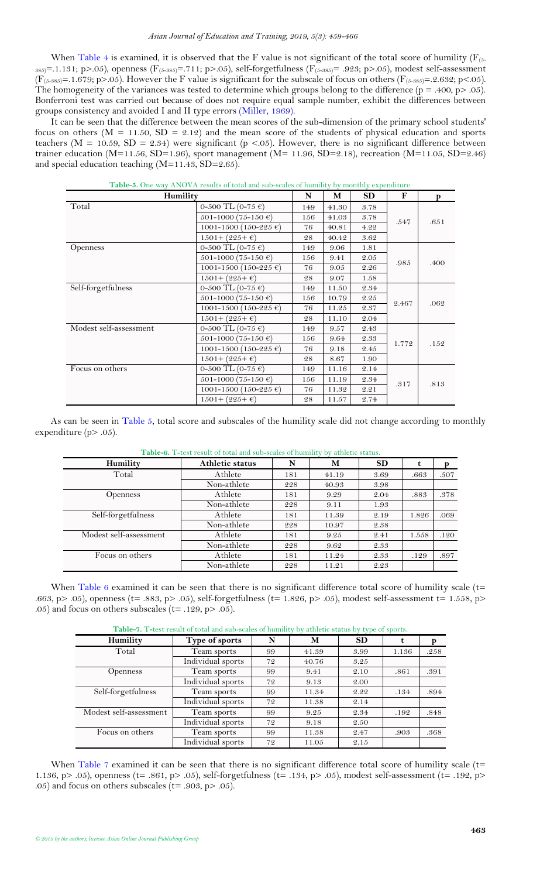When Table 4 is examined, it is observed that the F value is not significant of the total score of humility ($F_{(5-385)}$=.1.131; p>.05), openness ($F_{(5-385)}$=.711; p>.05), self-forgetfulness ($F_{(5-385)}$= .923; p>.05), modest self-assessment ($F_{(5-385)}$=.1.679; p>.05). However the F value is significant for the subscale of focus on others ($F_{(5-385)}$=.2.632; p<.05). The homogeneity of the variances was tested to determine which groups belong to the difference (p = .400, p> .05). Bonferroni test was carried out because of does not require equal sample number, exhibit the differences between groups consistency and avoided I and II type errors (Miller, 1969).

It can be seen that the difference between the mean scores of the sub-dimension of the primary school students' focus on others (M = 11.50, SD = 2.12) and the mean score of the students of physical education and sports teachers (M = 10.59, SD = 2.34) were significant (p <.05). However, there is no significant difference between trainer education (M=11.56, SD=1.96), sport management (M= 11.96, SD=2.18), recreation (M=11.05, SD=2.46) and special education teaching (M=11.43, SD=2.65).

**Table-5.** One way ANOVA results of total and sub-scales of humility by monthly expenditure.

| Humility | | N | M | SD | F | p |
|---|---|---|---|---|---|---|
| Total | 0-500 TL (0-75 €) | 149 | 41.30 | 3.78 | .547 | .651 |
| | 501-1000 (75-150 €) | 156 | 41.03 | 3.78 | | |
| | 1001-1500 (150-225 €) | 76 | 40.81 | 4.22 | | |
| | 1501+ (225+ €) | 28 | 40.42 | 3.62 | | |
| Openness | 0-500 TL (0-75 €) | 149 | 9.06 | 1.81 | .985 | .400 |
| | 501-1000 (75-150 €) | 156 | 9.41 | 2.05 | | |
| | 1001-1500 (150-225 €) | 76 | 9.05 | 2.26 | | |
| | 1501+ (225+ €) | 28 | 9.07 | 1.58 | | |
| Self-forgetfulness | 0-500 TL (0-75 €) | 149 | 11.50 | 2.34 | 2.467 | .062 |
| | 501-1000 (75-150 €) | 156 | 10.79 | 2.25 | | |
| | 1001-1500 (150-225 €) | 76 | 11.25 | 2.37 | | |
| | 1501+ (225+ €) | 28 | 11.10 | 2.04 | | |
| Modest self-assessment | 0-500 TL (0-75 €) | 149 | 9.57 | 2.43 | 1.772 | .152 |
| | 501-1000 (75-150 €) | 156 | 9.64 | 2.33 | | |
| | 1001-1500 (150-225 €) | 76 | 9.18 | 2.45 | | |
| | 1501+ (225+ €) | 28 | 8.67 | 1.90 | | |
| Focus on others | 0-500 TL (0-75 €) | 149 | 11.16 | 2.14 | .317 | .813 |
| | 501-1000 (75-150 €) | 156 | 11.19 | 2.34 | | |
| | 1001-1500 (150-225 €) | 76 | 11.32 | 2.21 | | |
| | 1501+ (225+ €) | 28 | 11.57 | 2.74 | | |

As can be seen in Table 5, total score and subscales of the humility scale did not change according to monthly expenditure (p> .05).

**Table-6.** T-test result of total and sub-scales of humility by athletic status.

| Humility | Athletic status | N | M | SD | t | p |
|---|---|---|---|---|---|---|
| Total | Athlete | 181 | 41.19 | 3.69 | .663 | .507 |
| | Non-athlete | 228 | 40.93 | 3.98 | | |
| Openness | Athlete | 181 | 9.29 | 2.04 | .883 | .378 |
| | Non-athlete | 228 | 9.11 | 1.93 | | |
| Self-forgetfulness | Athlete | 181 | 11.39 | 2.19 | 1.826 | .069 |
| | Non-athlete | 228 | 10.97 | 2.38 | | |
| Modest self-assessment | Athlete | 181 | 9.25 | 2.41 | 1.558 | .120 |
| | Non-athlete | 228 | 9.62 | 2.33 | | |
| Focus on others | Athlete | 181 | 11.24 | 2.33 | .129 | .897 |
| | Non-athlete | 228 | 11.21 | 2.23 | | |

When Table 6 examined it can be seen that there is no significant difference total score of humility scale (t= .663, p> .05), openness (t= .883, p> .05), self-forgetfulness (t= 1.826, p> .05), modest self-assessment t= 1.558, p> .05) and focus on others subscales (t= .129, p> .05).

**Table-7.** T-test result of total and sub-scales of humility by athletic status by type of sports.

| Humility | Type of sports | N | M | SD | t | p |
|---|---|---|---|---|---|---|
| Total | Team sports | 99 | 41.39 | 3.99 | 1.136 | .258 |
| | Individual sports | 72 | 40.76 | 3.25 | | |
| Openness | Team sports | 99 | 9.41 | 2.10 | .861 | .391 |
| | Individual sports | 72 | 9.13 | 2.00 | | |
| Self-forgetfulness | Team sports | 99 | 11.34 | 2.22 | .134 | .894 |
| | Individual sports | 72 | 11.38 | 2.14 | | |
| Modest self-assessment | Team sports | 99 | 9.25 | 2.34 | .192 | .848 |
| | Individual sports | 72 | 9.18 | 2.50 | | |
| Focus on others | Team sports | 99 | 11.38 | 2.47 | .903 | .368 |
| | Individual sports | 72 | 11.05 | 2.15 | | |

When Table 7 examined it can be seen that there is no significant difference total score of humility scale (t= 1.136, p> .05), openness (t= .861, p> .05), self-forgetfulness (t= .134, p> .05), modest self-assessment (t= .192, p> .05) and focus on others subscales (t= .903, p> .05).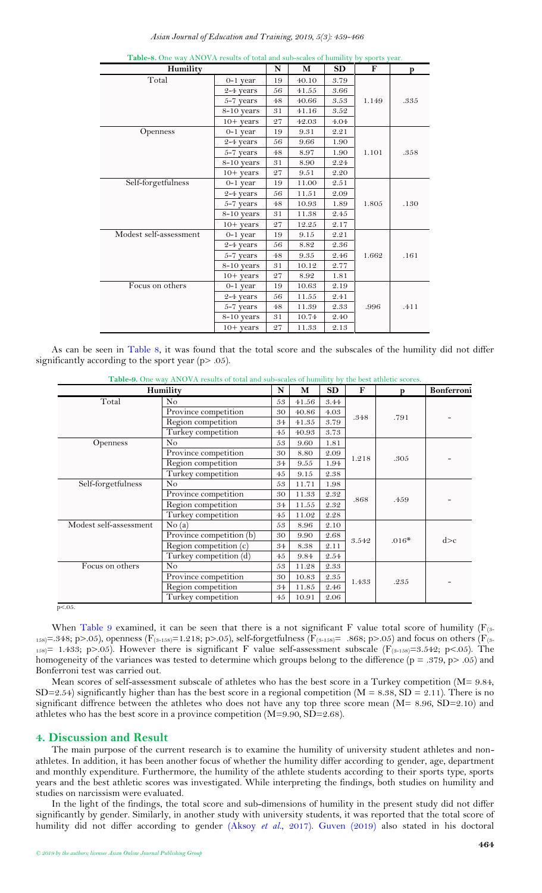**Table-8.** One way ANOVA results of total and sub-scales of humility by sports year.

| Humility | | N | M | SD | F | p |
|---|---|---|---|---|---|---|
| Total | 0-1 year | 19 | 40.10 | 3.79 | 1.149 | .335 |
| | 2-4 years | 56 | 41.55 | 3.66 | | |
| | 5-7 years | 48 | 40.66 | 3.53 | | |
| | 8-10 years | 31 | 41.16 | 3.52 | | |
| | 10+ years | 27 | 42.03 | 4.04 | | |
| Openness | 0-1 year | 19 | 9.31 | 2.21 | 1.101 | .358 |
| | 2-4 years | 56 | 9.66 | 1.90 | | |
| | 5-7 years | 48 | 8.97 | 1.90 | | |
| | 8-10 years | 31 | 8.90 | 2.24 | | |
| | 10+ years | 27 | 9.51 | 2.20 | | |
| Self-forgetfulness | 0-1 year | 19 | 11.00 | 2.51 | 1.805 | .130 |
| | 2-4 years | 56 | 11.51 | 2.09 | | |
| | 5-7 years | 48 | 10.93 | 1.89 | | |
| | 8-10 years | 31 | 11.38 | 2.45 | | |
| | 10+ years | 27 | 12.25 | 2.17 | | |
| Modest self-assessment | 0-1 year | 19 | 9.15 | 2.21 | 1.662 | .161 |
| | 2-4 years | 56 | 8.82 | 2.36 | | |
| | 5-7 years | 48 | 9.35 | 2.46 | | |
| | 8-10 years | 31 | 10.12 | 2.77 | | |
| | 10+ years | 27 | 8.92 | 1.81 | | |
| Focus on others | 0-1 year | 19 | 10.63 | 2.19 | .996 | .411 |
| | 2-4 years | 56 | 11.55 | 2.41 | | |
| | 5-7 years | 48 | 11.39 | 2.33 | | |
| | 8-10 years | 31 | 10.74 | 2.40 | | |
| | 10+ years | 27 | 11.33 | 2.13 | | |

As can be seen in Table 8, it was found that the total score and the subscales of the humility did not differ significantly according to the sport year ($p > .05$).

**Table-9.** One way ANOVA results of total and sub-scales of humility by the best athletic scores.

| Humility | | N | M | SD | F | p | Bonferroni |
|---|---|---|---|---|---|---|---|
| Total | No | 53 | 41.56 | 3.44 | .348 | .791 | - |
| | Province competition | 30 | 40.86 | 4.03 | | | |
| | Region competition | 34 | 41.35 | 3.79 | | | |
| | Turkey competition | 45 | 40.93 | 3.73 | | | |
| Openness | No | 53 | 9.60 | 1.81 | 1.218 | .305 | - |
| | Province competition | 30 | 8.80 | 2.09 | | | |
| | Region competition | 34 | 9.55 | 1.94 | | | |
| | Turkey competition | 45 | 9.15 | 2.38 | | | |
| Self-forgetfulness | No | 53 | 11.71 | 1.98 | .868 | .459 | - |
| | Province competition | 30 | 11.33 | 2.32 | | | |
| | Region competition | 34 | 11.55 | 2.32 | | | |
| | Turkey competition | 45 | 11.02 | 2.28 | | | |
| Modest self-assessment | No (a) | 53 | 8.96 | 2.10 | 3.542 | .016* | d>c |
| | Province competition (b) | 30 | 9.90 | 2.68 | | | |
| | Region competition (c) | 34 | 8.38 | 2.11 | | | |
| | Turkey competition (d) | 45 | 9.84 | 2.54 | | | |
| Focus on others | No | 53 | 11.28 | 2.33 | 1.433 | .235 | - |
| | Province competition | 30 | 10.83 | 2.35 | | | |
| | Region competition | 34 | 11.85 | 2.46 | | | |
| | Turkey competition | 45 | 10.91 | 2.06 | | | |

$p<.05$.

When Table 9 examined, it can be seen that there is a not significant F value total score of humility ($F_{(3-158)}=.348$; $p>.05$), openness ($F_{(3-158)}=1.218$; $p>.05$), self-forgetfulness ($F_{(3-158)}= .868$; $p>.05$) and focus on others ($F_{(3-158)}= 1.433$; $p>.05$). However there is significant F value self-assessment subscale ($F_{(3-158)}=3.542$; $p<.05$). The homogeneity of the variances was tested to determine which groups belong to the difference ($p = .379$, $p> .05$) and Bonferroni test was carried out.

Mean scores of self-assessment subscale of athletes who has the best score in a Turkey competition (M= 9.84, SD=2.54) significantly higher than has the best score in a regional competition (M = 8.38, SD = 2.11). There is no significant diffrence between the athletes who does not have any top three score mean (M= 8.96, SD=2.10) and athletes who has the best score in a province competition (M=9.90, SD=2.68).

## 4. Discussion and Result

The main purpose of the current research is to examine the humility of university student athletes and non-athletes. In addition, it has been another focus of whether the humility differ according to gender, age, department and monthly expenditure. Furthermore, the humility of the athlete students according to their sports type, sports years and the best athletic scores was investigated. While interpreting the findings, both studies on humility and studies on narcissism were evaluated.

In the light of the findings, the total score and sub-dimensions of humility in the present study did not differ significantly by gender. Similarly, in another study with university students, it was reported that the total score of humility did not differ according to gender (Aksoy *et al.*, 2017). Guven (2019) also stated in his doctoral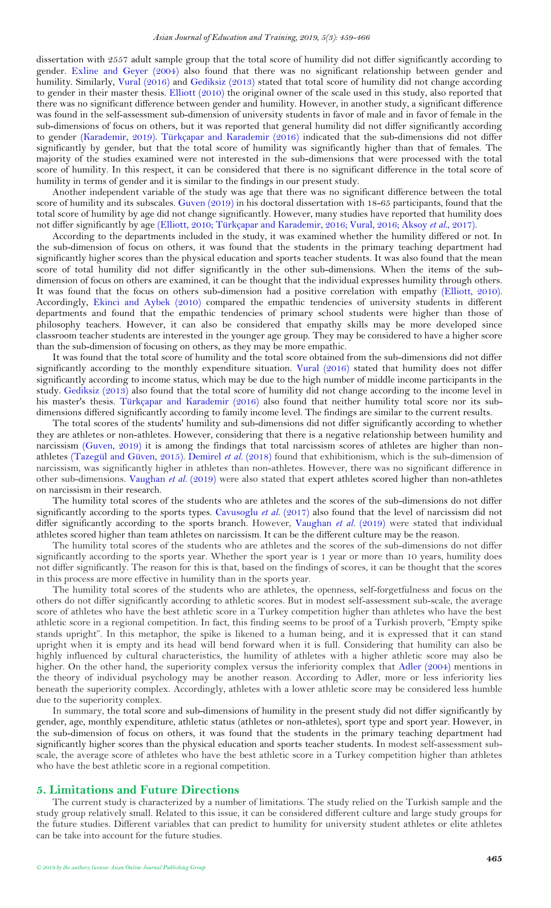dissertation with 2557 adult sample group that the total score of humility did not differ significantly according to gender. Exline and Geyer (2004) also found that there was no significant relationship between gender and humility. Similarly, Vural (2016) and Gediksiz (2013) stated that total score of humility did not change according to gender in their master thesis. Elliott (2010) the original owner of the scale used in this study, also reported that there was no significant difference between gender and humility. However, in another study, a significant difference was found in the self-assessment sub-dimension of university students in favor of male and in favor of female in the sub-dimensions of focus on others, but it was reported that general humility did not differ significantly according to gender (Karademir, 2019). Türkçapar and Karademir (2016) indicated that the sub-dimensions did not differ significantly by gender, but that the total score of humility was significantly higher than that of females. The majority of the studies examined were not interested in the sub-dimensions that were processed with the total score of humility. In this respect, it can be considered that there is no significant difference in the total score of humility in terms of gender and it is similar to the findings in our present study.

Another independent variable of the study was age that there was no significant difference between the total score of humility and its subscales. Guven (2019) in his doctoral dissertation with 18-65 participants, found that the total score of humility by age did not change significantly. However, many studies have reported that humility does not differ significantly by age (Elliott, 2010; Türkçapar and Karademir, 2016; Vural, 2016; Aksoy *et al*., 2017).

According to the departments included in the study, it was examined whether the humility differed or not. In the sub-dimension of focus on others, it was found that the students in the primary teaching department had significantly higher scores than the physical education and sports teacher students. It was also found that the mean score of total humility did not differ significantly in the other sub-dimensions. When the items of the sub-dimension of focus on others are examined, it can be thought that the individual expresses humility through others. It was found that the focus on others sub-dimension had a positive correlation with empathy (Elliott, 2010). Accordingly, Ekinci and Aybek (2010) compared the empathic tendencies of university students in different departments and found that the empathic tendencies of primary school students were higher than those of philosophy teachers. However, it can also be considered that empathy skills may be more developed since classroom teacher students are interested in the younger age group. They may be considered to have a higher score than the sub-dimension of focusing on others, as they may be more empathic.

It was found that the total score of humility and the total score obtained from the sub-dimensions did not differ significantly according to the monthly expenditure situation. Vural (2016) stated that humility does not differ significantly according to income status, which may be due to the high number of middle income participants in the study. Gediksiz (2013) also found that the total score of humility did not change according to the income level in his master's thesis. Türkçapar and Karademir (2016) also found that neither humility total score nor its sub-dimensions differed significantly according to family income level. The findings are similar to the current results.

The total scores of the students' humility and sub-dimensions did not differ significantly according to whether they are athletes or non-athletes. However, considering that there is a negative relationship between humility and narcissism (Guven, 2019) it is among the findings that total narcissism scores of athletes are higher than non-athletes (Tazegül and Güven, 2015). Demirel *et al*. (2018) found that exhibitionism, which is the sub-dimension of narcissism, was significantly higher in athletes than non-athletes. However, there was no significant difference in other sub-dimensions. Vaughan *et al*. (2019) were also stated that expert athletes scored higher than non-athletes on narcissism in their research.

The humility total scores of the students who are athletes and the scores of the sub-dimensions do not differ significantly according to the sports types. Cavusoglu *et al*. (2017) also found that the level of narcissism did not differ significantly according to the sports branch. However, Vaughan *et al*. (2019) were stated that individual athletes scored higher than team athletes on narcissism. It can be the different culture may be the reason.

The humility total scores of the students who are athletes and the scores of the sub-dimensions do not differ significantly according to the sports year. Whether the sport year is 1 year or more than 10 years, humility does not differ significantly. The reason for this is that, based on the findings of scores, it can be thought that the scores in this process are more effective in humility than in the sports year.

The humility total scores of the students who are athletes, the openness, self-forgetfulness and focus on the others do not differ significantly according to athletic scores. But in modest self-assessment sub-scale, the average score of athletes who have the best athletic score in a Turkey competition higher than athletes who have the best athletic score in a regional competition. In fact, this finding seems to be proof of a Turkish proverb, "Empty spike stands upright". In this metaphor, the spike is likened to a human being, and it is expressed that it can stand upright when it is empty and its head will bend forward when it is full. Considering that humility can also be highly influenced by cultural characteristics, the humility of athletes with a higher athletic score may also be higher. On the other hand, the superiority complex versus the inferiority complex that Adler (2004) mentions in the theory of individual psychology may be another reason. According to Adler, more or less inferiority lies beneath the superiority complex. Accordingly, athletes with a lower athletic score may be considered less humble due to the superiority complex.

In summary, the total score and sub-dimensions of humility in the present study did not differ significantly by gender, age, monthly expenditure, athletic status (athletes or non-athletes), sport type and sport year. However, in the sub-dimension of focus on others, it was found that the students in the primary teaching department had significantly higher scores than the physical education and sports teacher students. In modest self-assessment sub-scale, the average score of athletes who have the best athletic score in a Turkey competition higher than athletes who have the best athletic score in a regional competition.

## 5. Limitations and Future Directions

The current study is characterized by a number of limitations. The study relied on the Turkish sample and the study group relatively small. Related to this issue, it can be considered different culture and large study groups for the future studies. Different variables that can predict to humility for university student athletes or elite athletes can be take into account for the future studies.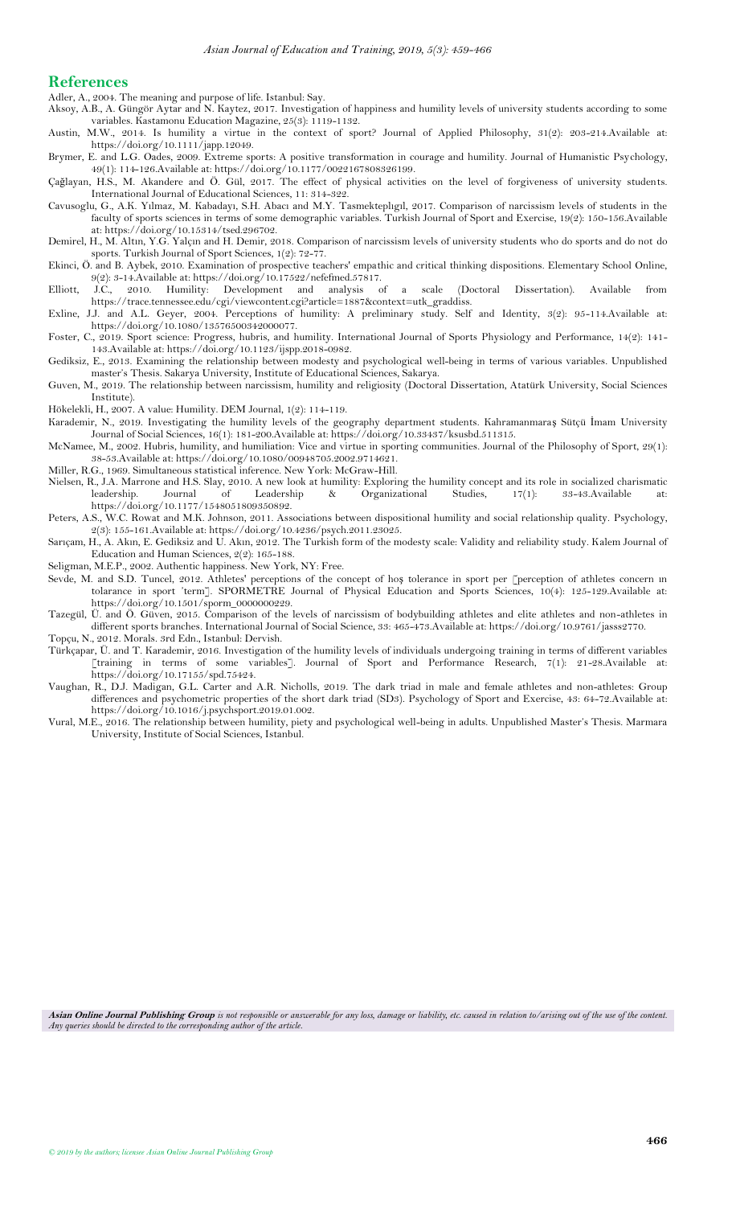## References

Adler, A., 2004. The meaning and purpose of life. Istanbul: Say.

Aksoy, A.B., A. Güngör Aytar and N. Kaytez, 2017. Investigation of happiness and humility levels of university students according to some variables. Kastamonu Education Magazine, 25(3): 1119-1132.

Austin, M.W., 2014. Is humility a virtue in the context of sport? Journal of Applied Philosophy, 31(2): 203-214.Available at: https://doi.org/10.1111/japp.12049.

Brymer, E. and L.G. Oades, 2009. Extreme sports: A positive transformation in courage and humility. Journal of Humanistic Psychology, 49(1): 114-126.Available at: https://doi.org/10.1177/0022167808326199.

Çağlayan, H.S., M. Akandere and Ö. Gül, 2017. The effect of physical activities on the level of forgiveness of university students. International Journal of Educational Sciences, 11: 314-322.

Cavusoglu, G., A.K. Yılmaz, M. Kabadayı, S.H. Abacı and M.Y. Tasmekteplıgıl, 2017. Comparison of narcissism levels of students in the faculty of sports sciences in terms of some demographic variables. Turkish Journal of Sport and Exercise, 19(2): 150-156.Available at: https://doi.org/10.15314/tsed.296702.

Demirel, H., M. Altın, Y.G. Yalçın and H. Demir, 2018. Comparison of narcissism levels of university students who do sports and do not do sports. Turkish Journal of Sport Sciences, 1(2): 72-77.

Ekinci, Ö. and B. Aybek, 2010. Examination of prospective teachers' empathic and critical thinking dispositions. Elementary School Online, 9(2): 3-14.Available at: https://doi.org/10.17522/nefefmed.57817.

Elliott, J.C., 2010. Humility: Development and analysis of a scale (Doctoral Dissertation). Available from https://trace.tennessee.edu/cgi/viewcontent.cgi?article=1887&context=utk_graddiss.

Exline, J.J. and A.L. Geyer, 2004. Perceptions of humility: A preliminary study. Self and Identity, 3(2): 95-114.Available at: https://doi.org/10.1080/13576500342000077.

Foster, C., 2019. Sport science: Progress, hubris, and humility. International Journal of Sports Physiology and Performance, 14(2): 141-143.Available at: https://doi.org/10.1123/ijspp.2018-0982.

Gediksiz, E., 2013. Examining the relationship between modesty and psychological well-being in terms of various variables. Unpublished master's Thesis. Sakarya University, Institute of Educational Sciences, Sakarya.

Guven, M., 2019. The relationship between narcissism, humility and religiosity (Doctoral Dissertation, Atatürk University, Social Sciences Institute).

Hökelekli, H., 2007. A value: Humility. DEM Journal, 1(2): 114-119.

Karademir, N., 2019. Investigating the humility levels of the geography department students. Kahramanmaraş Sütçü İmam University Journal of Social Sciences, 16(1): 181-200.Available at: https://doi.org/10.33437/ksusbd.511315.

McNamee, M., 2002. Hubris, humility, and humiliation: Vice and virtue in sporting communities. Journal of the Philosophy of Sport, 29(1): 38-53.Available at: https://doi.org/10.1080/00948705.2002.9714621.

Miller, R.G., 1969. Simultaneous statistical inference. New York: McGraw-Hill.

Nielsen, R., J.A. Marrone and H.S. Slay, 2010. A new look at humility: Exploring the humility concept and its role in socialized charismatic leadership. Journal of Leadership & Organizational Studies, 17(1): 33-43.Available at: https://doi.org/10.1177/1548051809350892.

Peters, A.S., W.C. Rowat and M.K. Johnson, 2011. Associations between dispositional humility and social relationship quality. Psychology, 2(3): 155-161.Available at: https://doi.org/10.4236/psych.2011.23025.

Sarıçam, H., A. Akın, E. Gediksiz and Ü. Akın, 2012. The Turkish form of the modesty scale: Validity and reliability study. Kalem Journal of Education and Human Sciences, 2(2): 165-188.

Seligman, M.E.P., 2002. Authentic happiness. New York, NY: Free.

Sevde, M. and S.D. Tuncel, 2012. Athletes' perceptions of the concept of hoş tolerance in sport per [perception of athletes concern ın tolarance in sport 'term']. SPORMETRE Journal of Physical Education and Sports Sciences, 10(4): 125-129.Available at: https://doi.org/10.1501/sporm_0000000229.

Tazegül, Ü. and Ö. Güven, 2015. Comparison of the levels of narcissism of bodybuilding athletes and elite athletes and non-athletes in different sports branches. International Journal of Social Science, 33: 465-473.Available at: https://doi.org/10.9761/jasss2770.

Topçu, N., 2012. Morals. 3rd Edn., Istanbul: Dervish.

Türkçapar, Ü. and T. Karademir, 2016. Investigation of the humility levels of individuals undergoing training in terms of different variables [training in terms of some variables]. Journal of Sport and Performance Research, 7(1): 21-28.Available at: https://doi.org/10.17155/spd.75424.

Vaughan, R., D.J. Madigan, G.L. Carter and A.R. Nicholls, 2019. The dark triad in male and female athletes and non-athletes: Group differences and psychometric properties of the short dark triad (SD3). Psychology of Sport and Exercise, 43: 64-72.Available at: https://doi.org/10.1016/j.psychsport.2019.01.002.

Vural, M.E., 2016. The relationship between humility, piety and psychological well-being in adults. Unpublished Master's Thesis. Marmara University, Institute of Social Sciences, Istanbul.

***Asian Online Journal Publishing Group*** *is not responsible or answerable for any loss, damage or liability, etc. caused in relation to/arising out of the use of the content. Any queries should be directed to the corresponding author of the article.*